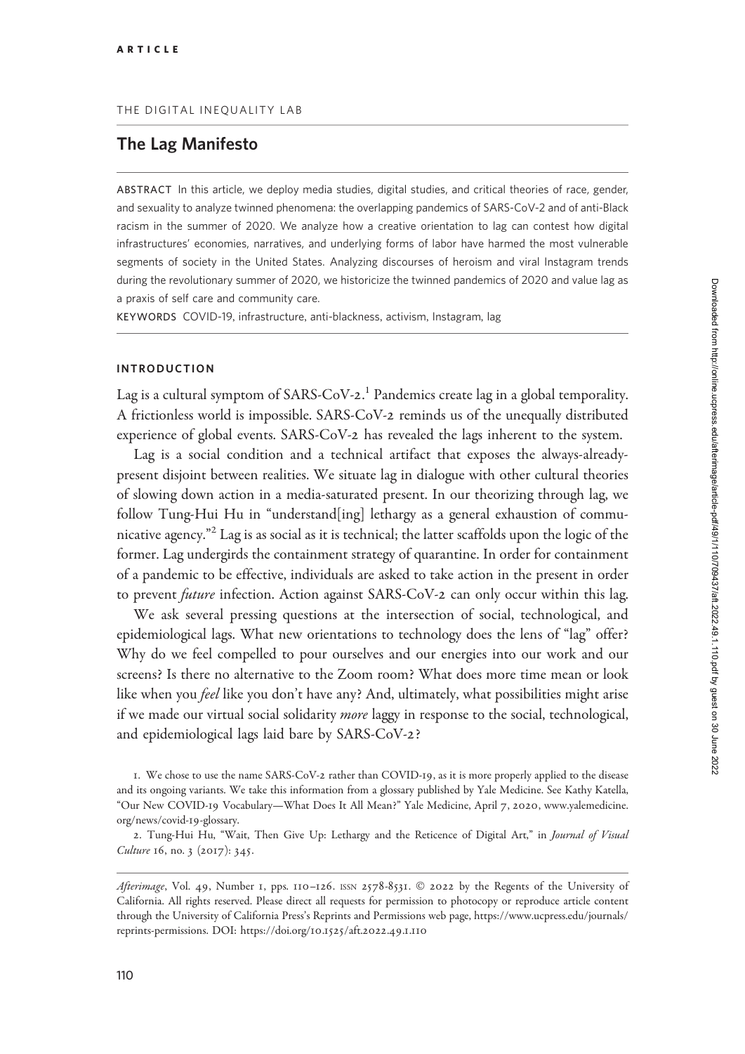ARTICLE

THE DIGITAL INEQUALITY LAB

# The Lag Manifesto

ABSTRACT In this article, we deploy media studies, digital studies, and critical theories of race, gender, and sexuality to analyze twinned phenomena: the overlapping pandemics of SARS-CoV-2 and of anti-Black racism in the summer of 2020. We analyze how a creative orientation to lag can contest how digital infrastructures' economies, narratives, and underlying forms of labor have harmed the most vulnerable segments of society in the United States. Analyzing discourses of heroism and viral Instagram trends during the revolutionary summer of 2020, we historicize the twinned pandemics of 2020 and value lag as a praxis of self care and community care.

KEYWORDS COVID-19, infrastructure, anti-blackness, activism, Instagram, lag

## INTRODUCTION

Lag is a cultural symptom of SARS-CoV-2.[1] Pandemics create lag in a global temporality. A frictionless world is impossible. SARS-CoV-2 reminds us of the unequally distributed experience of global events. SARS-CoV-2 has revealed the lags inherent to the system.

Lag is a social condition and a technical artifact that exposes the always-already-present disjoint between realities. We situate lag in dialogue with other cultural theories of slowing down action in a media-saturated present. In our theorizing through lag, we follow Tung-Hui Hu in "understand[ing] lethargy as a general exhaustion of communicative agency."[2] Lag is as social as it is technical; the latter scaffolds upon the logic of the former. Lag undergirds the containment strategy of quarantine. In order for containment of a pandemic to be effective, individuals are asked to take action in the present in order to prevent *future* infection. Action against SARS-CoV-2 can only occur within this lag.

We ask several pressing questions at the intersection of social, technological, and epidemiological lags. What new orientations to technology does the lens of "lag" offer? Why do we feel compelled to pour ourselves and our energies into our work and our screens? Is there no alternative to the Zoom room? What does more time mean or look like when you *feel* like you don't have any? And, ultimately, what possibilities might arise if we made our virtual social solidarity *more* laggy in response to the social, technological, and epidemiological lags laid bare by SARS-CoV-2?

1. We chose to use the name SARS-CoV-2 rather than COVID-19, as it is more properly applied to the disease and its ongoing variants. We take this information from a glossary published by Yale Medicine. See Kathy Katella, "Our New COVID-19 Vocabulary—What Does It All Mean?" Yale Medicine, April 7, 2020, www.yalemedicine.org/news/covid-19-glossary.

2. Tung-Hui Hu, "Wait, Then Give Up: Lethargy and the Reticence of Digital Art," in *Journal of Visual Culture* 16, no. 3 (2017): 345.

*Afterimage*, Vol. 49, Number 1, pps. 110–126. ISSN 2578-8531. © 2022 by the Regents of the University of California. All rights reserved. Please direct all requests for permission to photocopy or reproduce article content through the University of California Press's Reprints and Permissions web page, https://www.ucpress.edu/journals/reprints-permissions. DOI: https://doi.org/10.1525/aft.2022.49.1.110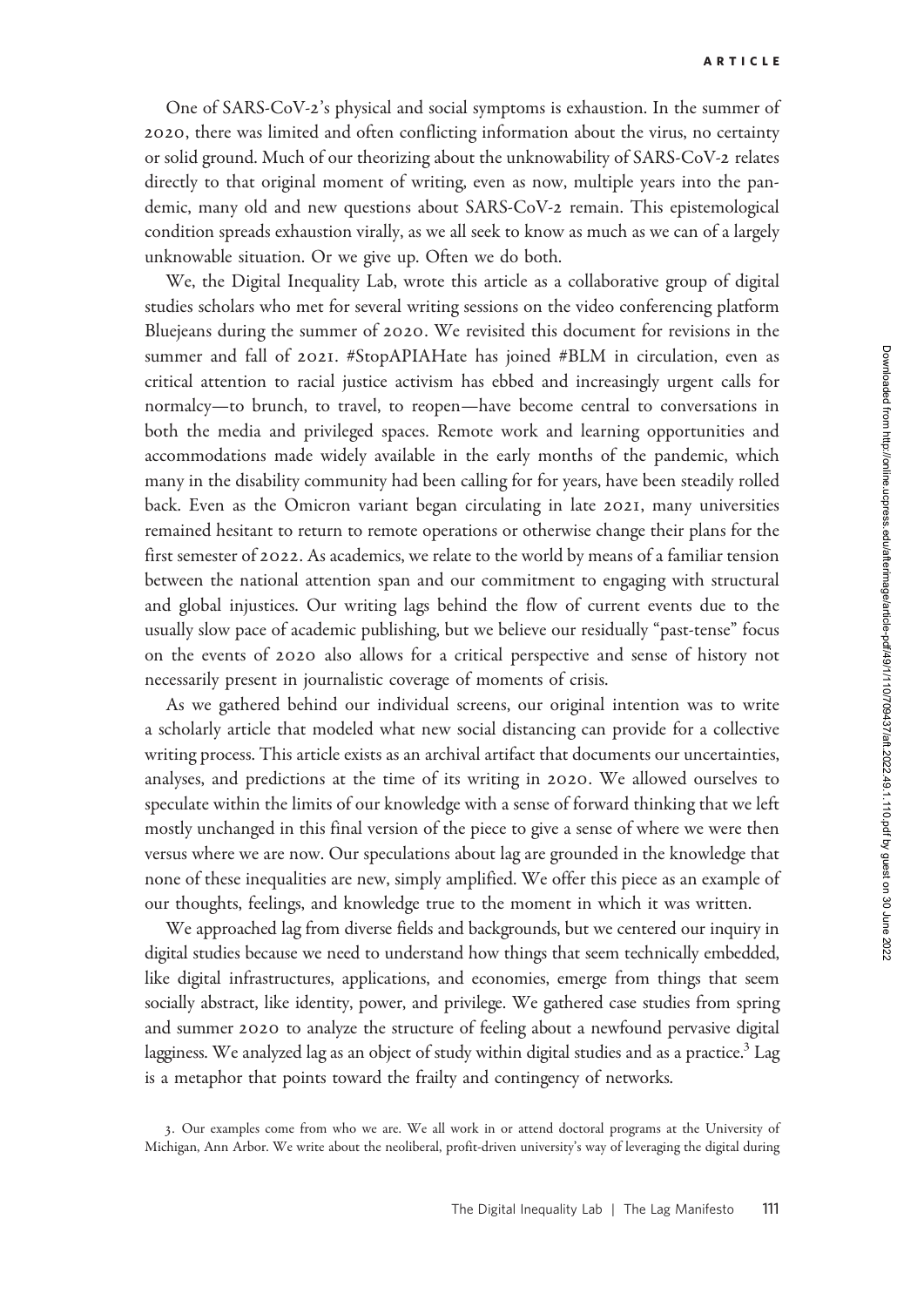One of SARS-CoV-2's physical and social symptoms is exhaustion. In the summer of 2020, there was limited and often conflicting information about the virus, no certainty or solid ground. Much of our theorizing about the unknowability of SARS-CoV-2 relates directly to that original moment of writing, even as now, multiple years into the pandemic, many old and new questions about SARS-CoV-2 remain. This epistemological condition spreads exhaustion virally, as we all seek to know as much as we can of a largely unknowable situation. Or we give up. Often we do both.

We, the Digital Inequality Lab, wrote this article as a collaborative group of digital studies scholars who met for several writing sessions on the video conferencing platform Bluejeans during the summer of 2020. We revisited this document for revisions in the summer and fall of 2021. #StopAPIAHate has joined #BLM in circulation, even as critical attention to racial justice activism has ebbed and increasingly urgent calls for normalcy—to brunch, to travel, to reopen—have become central to conversations in both the media and privileged spaces. Remote work and learning opportunities and accommodations made widely available in the early months of the pandemic, which many in the disability community had been calling for for years, have been steadily rolled back. Even as the Omicron variant began circulating in late 2021, many universities remained hesitant to return to remote operations or otherwise change their plans for the first semester of 2022. As academics, we relate to the world by means of a familiar tension between the national attention span and our commitment to engaging with structural and global injustices. Our writing lags behind the flow of current events due to the usually slow pace of academic publishing, but we believe our residually "past-tense" focus on the events of 2020 also allows for a critical perspective and sense of history not necessarily present in journalistic coverage of moments of crisis.

As we gathered behind our individual screens, our original intention was to write a scholarly article that modeled what new social distancing can provide for a collective writing process. This article exists as an archival artifact that documents our uncertainties, analyses, and predictions at the time of its writing in 2020. We allowed ourselves to speculate within the limits of our knowledge with a sense of forward thinking that we left mostly unchanged in this final version of the piece to give a sense of where we were then versus where we are now. Our speculations about lag are grounded in the knowledge that none of these inequalities are new, simply amplified. We offer this piece as an example of our thoughts, feelings, and knowledge true to the moment in which it was written.

We approached lag from diverse fields and backgrounds, but we centered our inquiry in digital studies because we need to understand how things that seem technically embedded, like digital infrastructures, applications, and economies, emerge from things that seem socially abstract, like identity, power, and privilege. We gathered case studies from spring and summer 2020 to analyze the structure of feeling about a newfound pervasive digital lagginess. We analyzed lag as an object of study within digital studies and as a practice.[3] Lag is a metaphor that points toward the frailty and contingency of networks.

3. Our examples come from who we are. We all work in or attend doctoral programs at the University of Michigan, Ann Arbor. We write about the neoliberal, profit-driven university's way of leveraging the digital during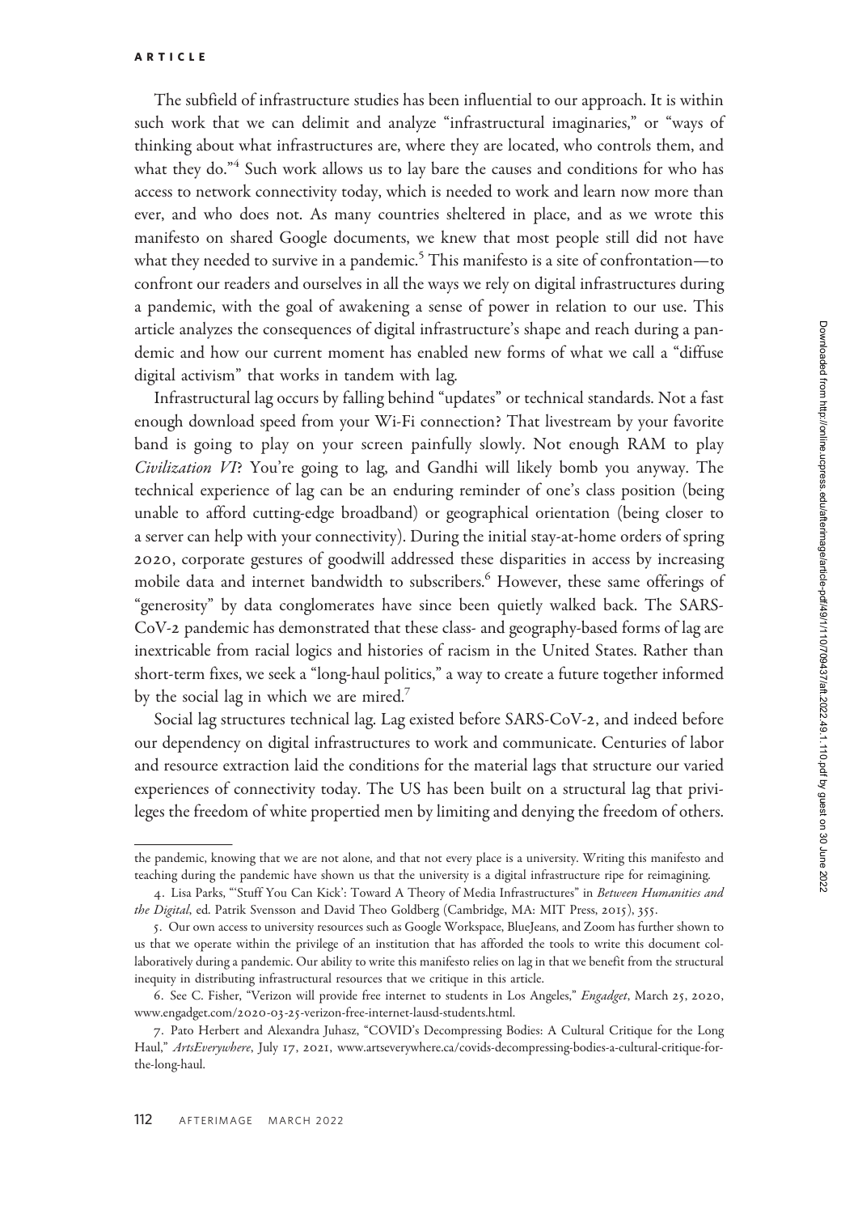The subfield of infrastructure studies has been influential to our approach. It is within such work that we can delimit and analyze "infrastructural imaginaries," or "ways of thinking about what infrastructures are, where they are located, who controls them, and what they do."[4] Such work allows us to lay bare the causes and conditions for who has access to network connectivity today, which is needed to work and learn now more than ever, and who does not. As many countries sheltered in place, and as we wrote this manifesto on shared Google documents, we knew that most people still did not have what they needed to survive in a pandemic.[5] This manifesto is a site of confrontation—to confront our readers and ourselves in all the ways we rely on digital infrastructures during a pandemic, with the goal of awakening a sense of power in relation to our use. This article analyzes the consequences of digital infrastructure's shape and reach during a pandemic and how our current moment has enabled new forms of what we call a "diffuse digital activism" that works in tandem with lag.

Infrastructural lag occurs by falling behind "updates" or technical standards. Not a fast enough download speed from your Wi-Fi connection? That livestream by your favorite band is going to play on your screen painfully slowly. Not enough RAM to play *Civilization VI*? You're going to lag, and Gandhi will likely bomb you anyway. The technical experience of lag can be an enduring reminder of one's class position (being unable to afford cutting-edge broadband) or geographical orientation (being closer to a server can help with your connectivity). During the initial stay-at-home orders of spring 2020, corporate gestures of goodwill addressed these disparities in access by increasing mobile data and internet bandwidth to subscribers.[6] However, these same offerings of "generosity" by data conglomerates have since been quietly walked back. The SARS-CoV-2 pandemic has demonstrated that these class- and geography-based forms of lag are inextricable from racial logics and histories of racism in the United States. Rather than short-term fixes, we seek a "long-haul politics," a way to create a future together informed by the social lag in which we are mired.[7]

Social lag structures technical lag. Lag existed before SARS-CoV-2, and indeed before our dependency on digital infrastructures to work and communicate. Centuries of labor and resource extraction laid the conditions for the material lags that structure our varied experiences of connectivity today. The US has been built on a structural lag that privileges the freedom of white propertied men by limiting and denying the freedom of others.

---

the pandemic, knowing that we are not alone, and that not every place is a university. Writing this manifesto and teaching during the pandemic have shown us that the university is a digital infrastructure ripe for reimagining.

4. Lisa Parks, "'Stuff You Can Kick': Toward A Theory of Media Infrastructures" in *Between Humanities and the Digital*, ed. Patrik Svensson and David Theo Goldberg (Cambridge, MA: MIT Press, 2015), 355.

5. Our own access to university resources such as Google Workspace, BlueJeans, and Zoom has further shown to us that we operate within the privilege of an institution that has afforded the tools to write this document collaboratively during a pandemic. Our ability to write this manifesto relies on lag in that we benefit from the structural inequity in distributing infrastructural resources that we critique in this article.

6. See C. Fisher, "Verizon will provide free internet to students in Los Angeles," *Engadget*, March 25, 2020, www.engadget.com/2020-03-25-verizon-free-internet-lausd-students.html.

7. Pato Herbert and Alexandra Juhasz, "COVID's Decompressing Bodies: A Cultural Critique for the Long Haul," *ArtsEverywhere*, July 17, 2021, www.artseverywhere.ca/covids-decompressing-bodies-a-cultural-critique-for-the-long-haul.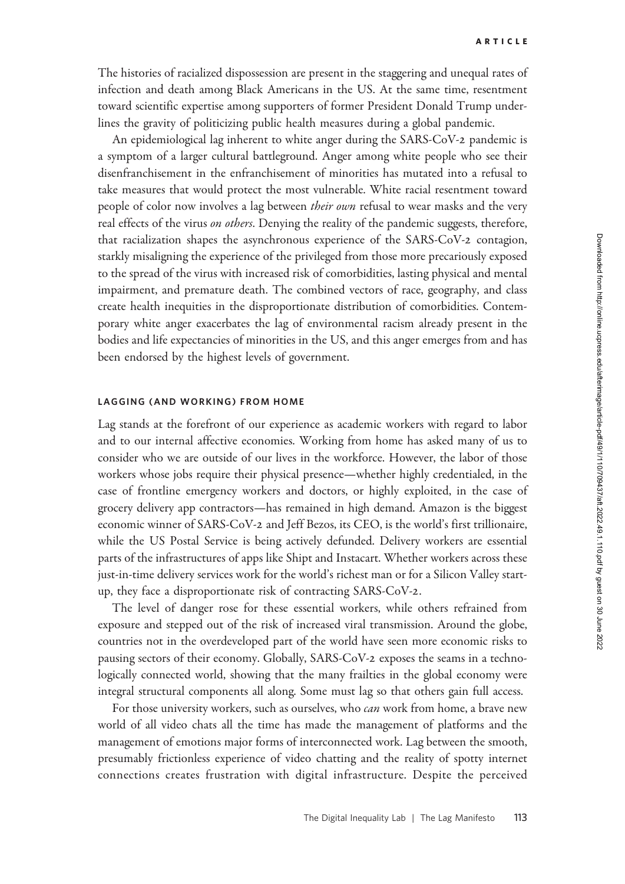The histories of racialized dispossession are present in the staggering and unequal rates of infection and death among Black Americans in the US. At the same time, resentment toward scientific expertise among supporters of former President Donald Trump underlines the gravity of politicizing public health measures during a global pandemic.

An epidemiological lag inherent to white anger during the SARS-CoV-2 pandemic is a symptom of a larger cultural battleground. Anger among white people who see their disenfranchisement in the enfranchisement of minorities has mutated into a refusal to take measures that would protect the most vulnerable. White racial resentment toward people of color now involves a lag between *their own* refusal to wear masks and the very real effects of the virus *on others*. Denying the reality of the pandemic suggests, therefore, that racialization shapes the asynchronous experience of the SARS-CoV-2 contagion, starkly misaligning the experience of the privileged from those more precariously exposed to the spread of the virus with increased risk of comorbidities, lasting physical and mental impairment, and premature death. The combined vectors of race, geography, and class create health inequities in the disproportionate distribution of comorbidities. Contemporary white anger exacerbates the lag of environmental racism already present in the bodies and life expectancies of minorities in the US, and this anger emerges from and has been endorsed by the highest levels of government.

### LAGGING (AND WORKING) FROM HOME

Lag stands at the forefront of our experience as academic workers with regard to labor and to our internal affective economies. Working from home has asked many of us to consider who we are outside of our lives in the workforce. However, the labor of those workers whose jobs require their physical presence—whether highly credentialed, in the case of frontline emergency workers and doctors, or highly exploited, in the case of grocery delivery app contractors—has remained in high demand. Amazon is the biggest economic winner of SARS-CoV-2 and Jeff Bezos, its CEO, is the world's first trillionaire, while the US Postal Service is being actively defunded. Delivery workers are essential parts of the infrastructures of apps like Shipt and Instacart. Whether workers across these just-in-time delivery services work for the world's richest man or for a Silicon Valley start-up, they face a disproportionate risk of contracting SARS-CoV-2.

The level of danger rose for these essential workers, while others refrained from exposure and stepped out of the risk of increased viral transmission. Around the globe, countries not in the overdeveloped part of the world have seen more economic risks to pausing sectors of their economy. Globally, SARS-CoV-2 exposes the seams in a technologically connected world, showing that the many frailties in the global economy were integral structural components all along. Some must lag so that others gain full access.

For those university workers, such as ourselves, who *can* work from home, a brave new world of all video chats all the time has made the management of platforms and the management of emotions major forms of interconnected work. Lag between the smooth, presumably frictionless experience of video chatting and the reality of spotty internet connections creates frustration with digital infrastructure. Despite the perceived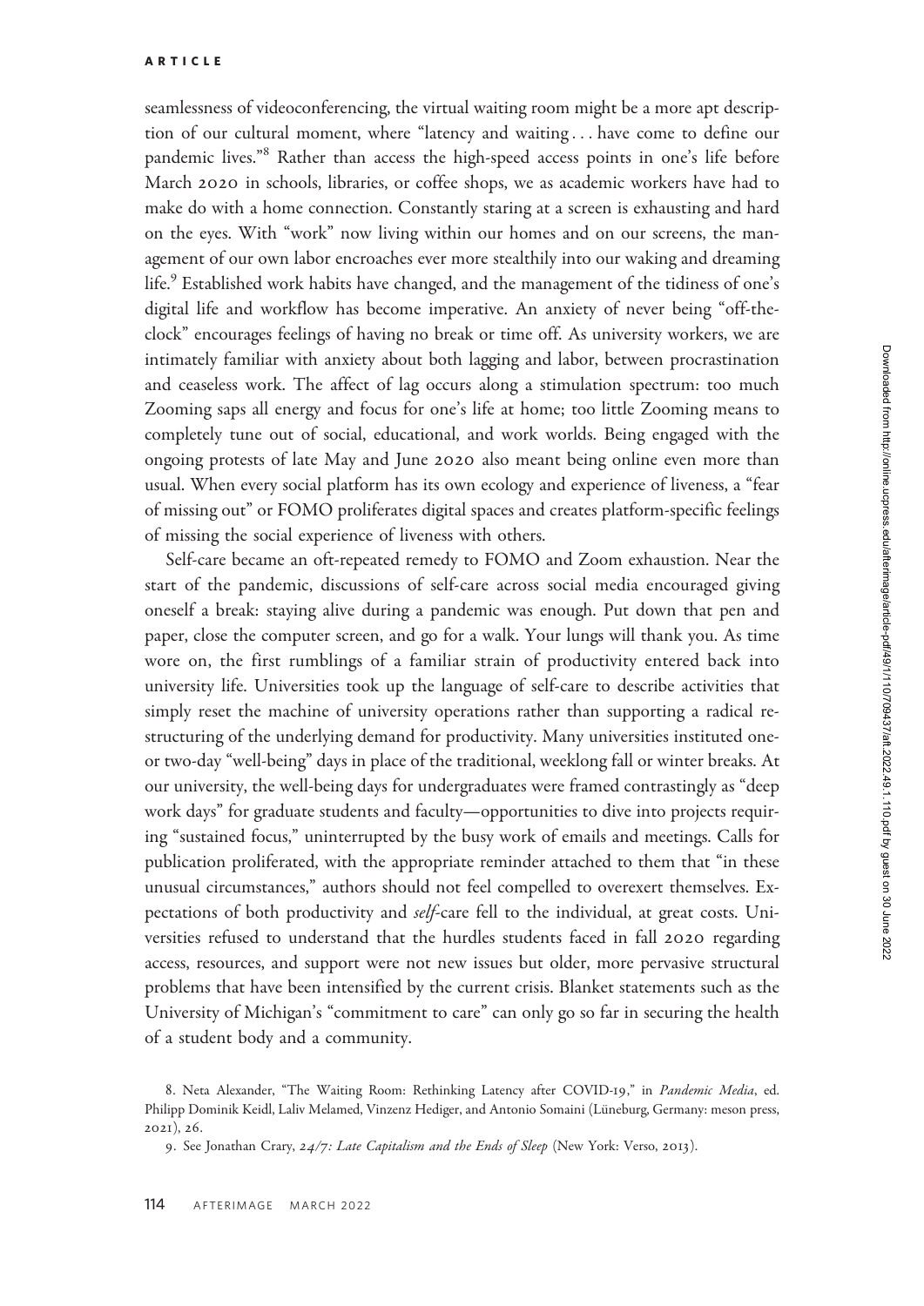seamlessness of videoconferencing, the virtual waiting room might be a more apt description of our cultural moment, where "latency and waiting . . . have come to define our pandemic lives."[8] Rather than access the high-speed access points in one's life before March 2020 in schools, libraries, or coffee shops, we as academic workers have had to make do with a home connection. Constantly staring at a screen is exhausting and hard on the eyes. With "work" now living within our homes and on our screens, the management of our own labor encroaches ever more stealthily into our waking and dreaming life.[9] Established work habits have changed, and the management of the tidiness of one's digital life and workflow has become imperative. An anxiety of never being "off-the-clock" encourages feelings of having no break or time off. As university workers, we are intimately familiar with anxiety about both lagging and labor, between procrastination and ceaseless work. The affect of lag occurs along a stimulation spectrum: too much Zooming saps all energy and focus for one's life at home; too little Zooming means to completely tune out of social, educational, and work worlds. Being engaged with the ongoing protests of late May and June 2020 also meant being online even more than usual. When every social platform has its own ecology and experience of liveness, a "fear of missing out" or FOMO proliferates digital spaces and creates platform-specific feelings of missing the social experience of liveness with others.

Self-care became an oft-repeated remedy to FOMO and Zoom exhaustion. Near the start of the pandemic, discussions of self-care across social media encouraged giving oneself a break: staying alive during a pandemic was enough. Put down that pen and paper, close the computer screen, and go for a walk. Your lungs will thank you. As time wore on, the first rumblings of a familiar strain of productivity entered back into university life. Universities took up the language of self-care to describe activities that simply reset the machine of university operations rather than supporting a radical restructuring of the underlying demand for productivity. Many universities instituted one- or two-day "well-being" days in place of the traditional, weeklong fall or winter breaks. At our university, the well-being days for undergraduates were framed contrastingly as "deep work days" for graduate students and faculty—opportunities to dive into projects requiring "sustained focus," uninterrupted by the busy work of emails and meetings. Calls for publication proliferated, with the appropriate reminder attached to them that "in these unusual circumstances," authors should not feel compelled to overexert themselves. Expectations of both productivity and *self*-care fell to the individual, at great costs. Universities refused to understand that the hurdles students faced in fall 2020 regarding access, resources, and support were not new issues but older, more pervasive structural problems that have been intensified by the current crisis. Blanket statements such as the University of Michigan's "commitment to care" can only go so far in securing the health of a student body and a community.

8. Neta Alexander, "The Waiting Room: Rethinking Latency after COVID-19," in *Pandemic Media*, ed. Philipp Dominik Keidl, Laliv Melamed, Vinzenz Hediger, and Antonio Somaini (Lüneburg, Germany: meson press, 2021), 26.

9. See Jonathan Crary, *24/7: Late Capitalism and the Ends of Sleep* (New York: Verso, 2013).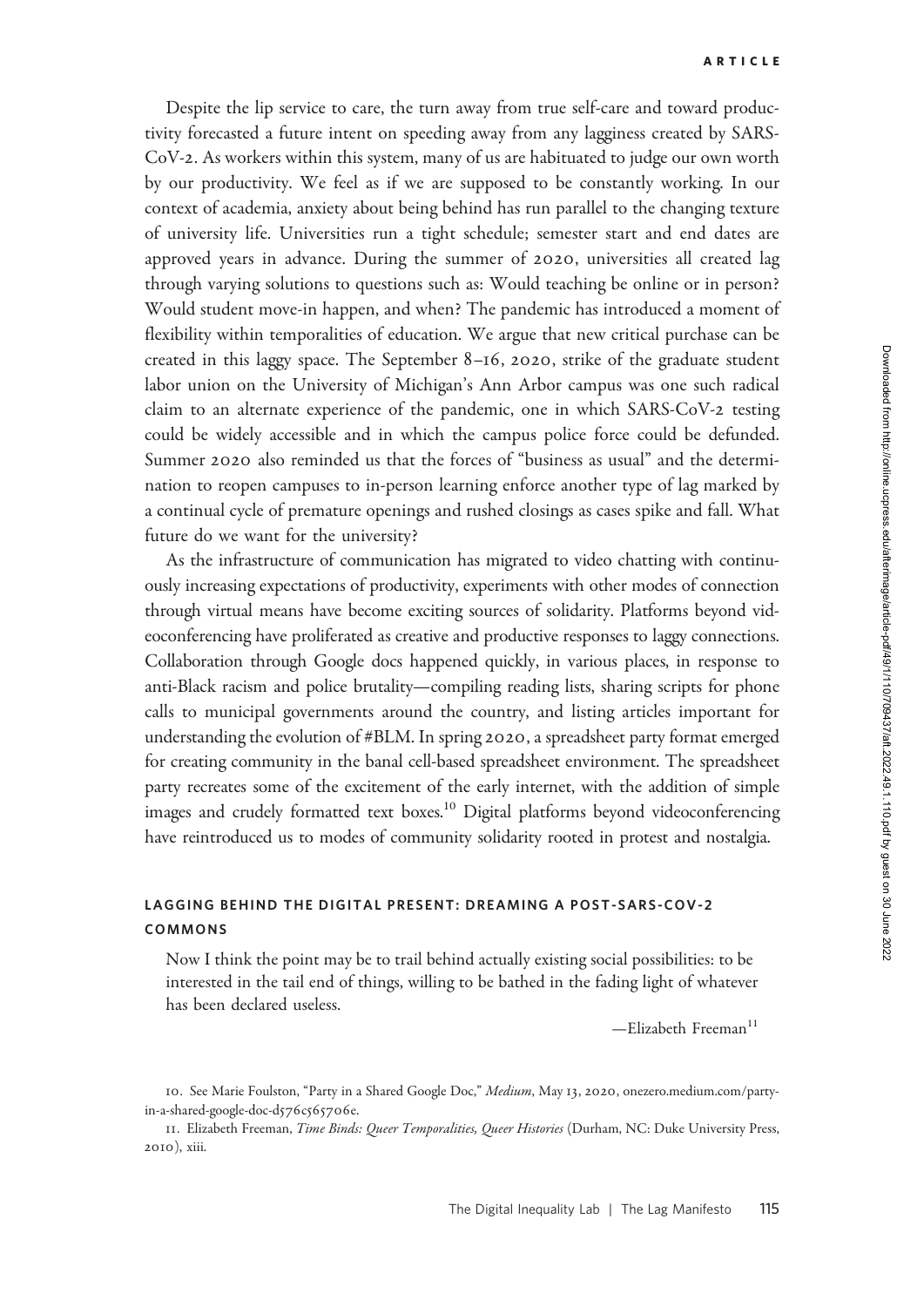Despite the lip service to care, the turn away from true self-care and toward productivity forecasted a future intent on speeding away from any lagginess created by SARS-CoV-2. As workers within this system, many of us are habituated to judge our own worth by our productivity. We feel as if we are supposed to be constantly working. In our context of academia, anxiety about being behind has run parallel to the changing texture of university life. Universities run a tight schedule; semester start and end dates are approved years in advance. During the summer of 2020, universities all created lag through varying solutions to questions such as: Would teaching be online or in person? Would student move-in happen, and when? The pandemic has introduced a moment of flexibility within temporalities of education. We argue that new critical purchase can be created in this laggy space. The September 8–16, 2020, strike of the graduate student labor union on the University of Michigan's Ann Arbor campus was one such radical claim to an alternate experience of the pandemic, one in which SARS-CoV-2 testing could be widely accessible and in which the campus police force could be defunded. Summer 2020 also reminded us that the forces of "business as usual" and the determination to reopen campuses to in-person learning enforce another type of lag marked by a continual cycle of premature openings and rushed closings as cases spike and fall. What future do we want for the university?

As the infrastructure of communication has migrated to video chatting with continuously increasing expectations of productivity, experiments with other modes of connection through virtual means have become exciting sources of solidarity. Platforms beyond videoconferencing have proliferated as creative and productive responses to laggy connections. Collaboration through Google docs happened quickly, in various places, in response to anti-Black racism and police brutality—compiling reading lists, sharing scripts for phone calls to municipal governments around the country, and listing articles important for understanding the evolution of #BLM. In spring 2020, a spreadsheet party format emerged for creating community in the banal cell-based spreadsheet environment. The spreadsheet party recreates some of the excitement of the early internet, with the addition of simple images and crudely formatted text boxes.[10] Digital platforms beyond videoconferencing have reintroduced us to modes of community solidarity rooted in protest and nostalgia.

## LAGGING BEHIND THE DIGITAL PRESENT: DREAMING A POST-SARS-COV-2 COMMONS

> Now I think the point may be to trail behind actually existing social possibilities: to be interested in the tail end of things, willing to be bathed in the fading light of whatever has been declared useless.
>
> —Elizabeth Freeman[11]

10. See Marie Foulston, "Party in a Shared Google Doc," *Medium*, May 13, 2020, onezero.medium.com/party-in-a-shared-google-doc-d576c565706e.

11. Elizabeth Freeman, *Time Binds: Queer Temporalities, Queer Histories* (Durham, NC: Duke University Press, 2010), xiii.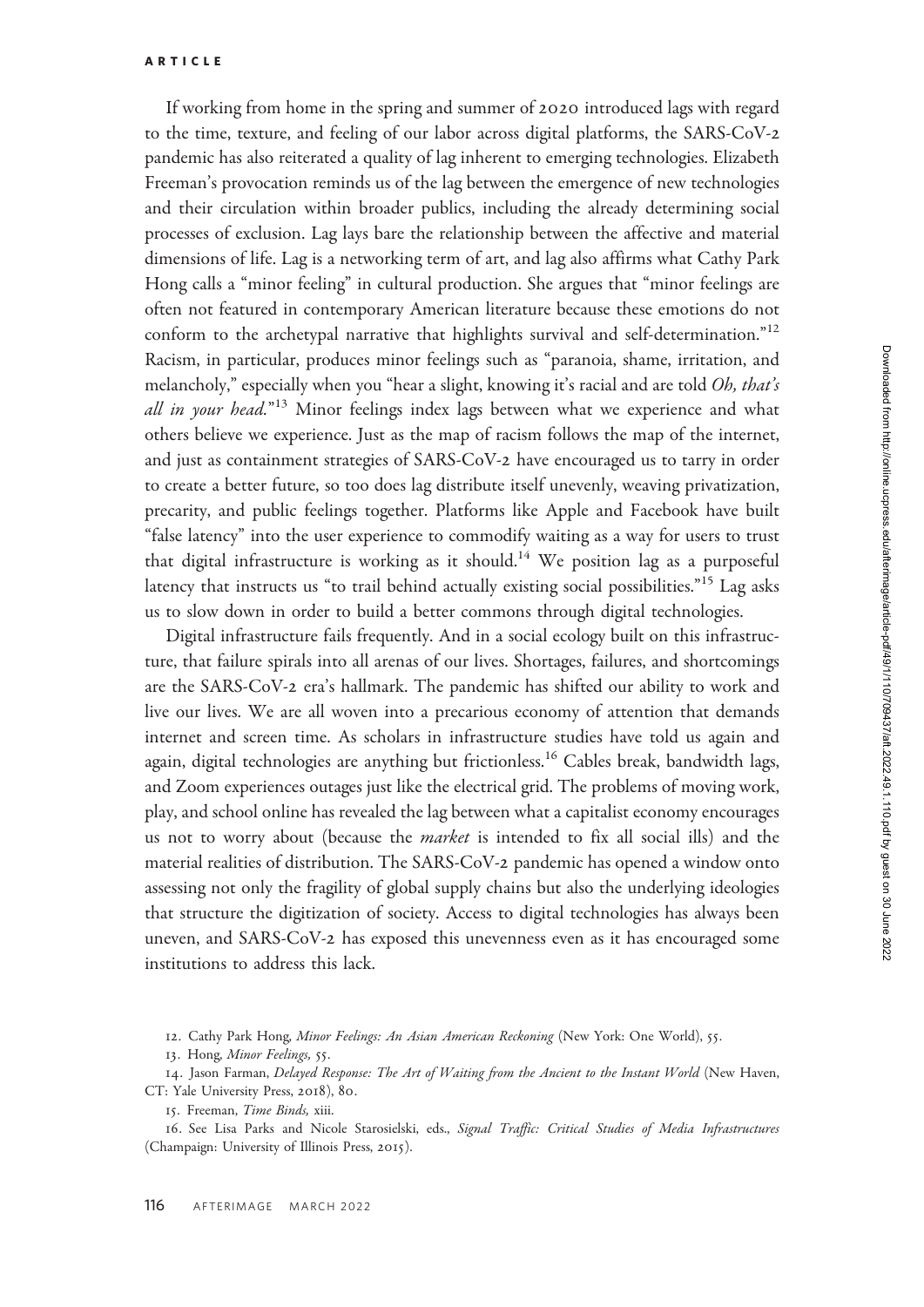If working from home in the spring and summer of 2020 introduced lags with regard to the time, texture, and feeling of our labor across digital platforms, the SARS-CoV-2 pandemic has also reiterated a quality of lag inherent to emerging technologies. Elizabeth Freeman's provocation reminds us of the lag between the emergence of new technologies and their circulation within broader publics, including the already determining social processes of exclusion. Lag lays bare the relationship between the affective and material dimensions of life. Lag is a networking term of art, and lag also affirms what Cathy Park Hong calls a "minor feeling" in cultural production. She argues that "minor feelings are often not featured in contemporary American literature because these emotions do not conform to the archetypal narrative that highlights survival and self-determination."[12] Racism, in particular, produces minor feelings such as "paranoia, shame, irritation, and melancholy," especially when you "hear a slight, knowing it's racial and are told *Oh, that's all in your head.*"[13] Minor feelings index lags between what we experience and what others believe we experience. Just as the map of racism follows the map of the internet, and just as containment strategies of SARS-CoV-2 have encouraged us to tarry in order to create a better future, so too does lag distribute itself unevenly, weaving privatization, precarity, and public feelings together. Platforms like Apple and Facebook have built "false latency" into the user experience to commodify waiting as a way for users to trust that digital infrastructure is working as it should.[14] We position lag as a purposeful latency that instructs us "to trail behind actually existing social possibilities."[15] Lag asks us to slow down in order to build a better commons through digital technologies.

Digital infrastructure fails frequently. And in a social ecology built on this infrastructure, that failure spirals into all arenas of our lives. Shortages, failures, and shortcomings are the SARS-CoV-2 era's hallmark. The pandemic has shifted our ability to work and live our lives. We are all woven into a precarious economy of attention that demands internet and screen time. As scholars in infrastructure studies have told us again and again, digital technologies are anything but frictionless.[16] Cables break, bandwidth lags, and Zoom experiences outages just like the electrical grid. The problems of moving work, play, and school online has revealed the lag between what a capitalist economy encourages us not to worry about (because the *market* is intended to fix all social ills) and the material realities of distribution. The SARS-CoV-2 pandemic has opened a window onto assessing not only the fragility of global supply chains but also the underlying ideologies that structure the digitization of society. Access to digital technologies has always been uneven, and SARS-CoV-2 has exposed this unevenness even as it has encouraged some institutions to address this lack.

12. Cathy Park Hong, *Minor Feelings: An Asian American Reckoning* (New York: One World), 55.

13. Hong, *Minor Feelings,* 55.

14. Jason Farman, *Delayed Response: The Art of Waiting from the Ancient to the Instant World* (New Haven, CT: Yale University Press, 2018), 80.

15. Freeman, *Time Binds,* xiii.

16. See Lisa Parks and Nicole Starosielski, eds., *Signal Traffic: Critical Studies of Media Infrastructures* (Champaign: University of Illinois Press, 2015).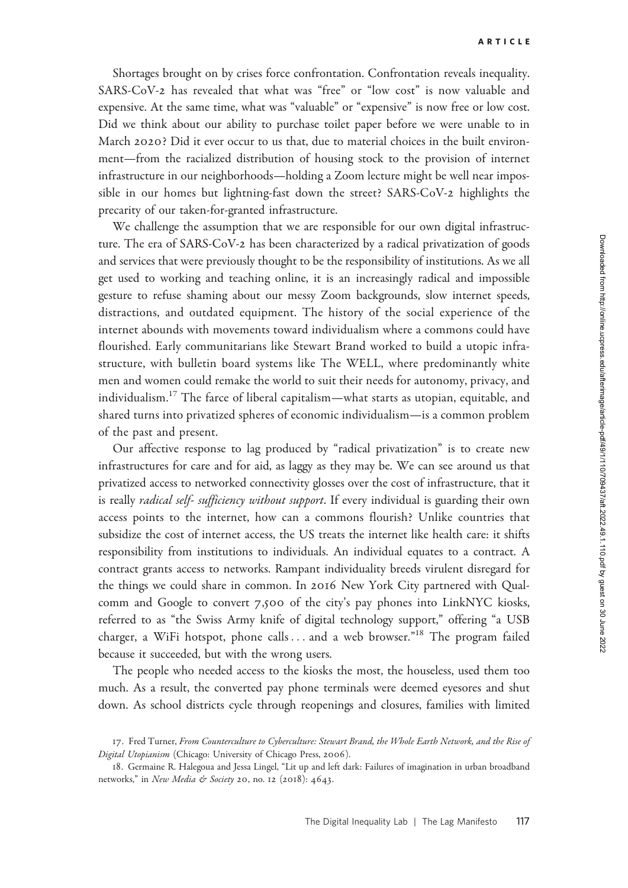Shortages brought on by crises force confrontation. Confrontation reveals inequality. SARS-CoV-2 has revealed that what was "free" or "low cost" is now valuable and expensive. At the same time, what was "valuable" or "expensive" is now free or low cost. Did we think about our ability to purchase toilet paper before we were unable to in March 2020? Did it ever occur to us that, due to material choices in the built environment—from the racialized distribution of housing stock to the provision of internet infrastructure in our neighborhoods—holding a Zoom lecture might be well near impossible in our homes but lightning-fast down the street? SARS-CoV-2 highlights the precarity of our taken-for-granted infrastructure.

We challenge the assumption that we are responsible for our own digital infrastructure. The era of SARS-CoV-2 has been characterized by a radical privatization of goods and services that were previously thought to be the responsibility of institutions. As we all get used to working and teaching online, it is an increasingly radical and impossible gesture to refuse shaming about our messy Zoom backgrounds, slow internet speeds, distractions, and outdated equipment. The history of the social experience of the internet abounds with movements toward individualism where a commons could have flourished. Early communitarians like Stewart Brand worked to build a utopic infrastructure, with bulletin board systems like The WELL, where predominantly white men and women could remake the world to suit their needs for autonomy, privacy, and individualism.[17] The farce of liberal capitalism—what starts as utopian, equitable, and shared turns into privatized spheres of economic individualism—is a common problem of the past and present.

Our affective response to lag produced by "radical privatization" is to create new infrastructures for care and for aid, as laggy as they may be. We can see around us that privatized access to networked connectivity glosses over the cost of infrastructure, that it is really *radical self- sufficiency without support*. If every individual is guarding their own access points to the internet, how can a commons flourish? Unlike countries that subsidize the cost of internet access, the US treats the internet like health care: it shifts responsibility from institutions to individuals. An individual equates to a contract. A contract grants access to networks. Rampant individuality breeds virulent disregard for the things we could share in common. In 2016 New York City partnered with Qualcomm and Google to convert 7,500 of the city's pay phones into LinkNYC kiosks, referred to as "the Swiss Army knife of digital technology support," offering "a USB charger, a WiFi hotspot, phone calls . . . and a web browser."[18] The program failed because it succeeded, but with the wrong users.

The people who needed access to the kiosks the most, the houseless, used them too much. As a result, the converted pay phone terminals were deemed eyesores and shut down. As school districts cycle through reopenings and closures, families with limited

17. Fred Turner, *From Counterculture to Cyberculture: Stewart Brand, the Whole Earth Network, and the Rise of Digital Utopianism* (Chicago: University of Chicago Press, 2006).

18. Germaine R. Halegoua and Jessa Lingel, "Lit up and left dark: Failures of imagination in urban broadband networks," in *New Media & Society* 20, no. 12 (2018): 4643.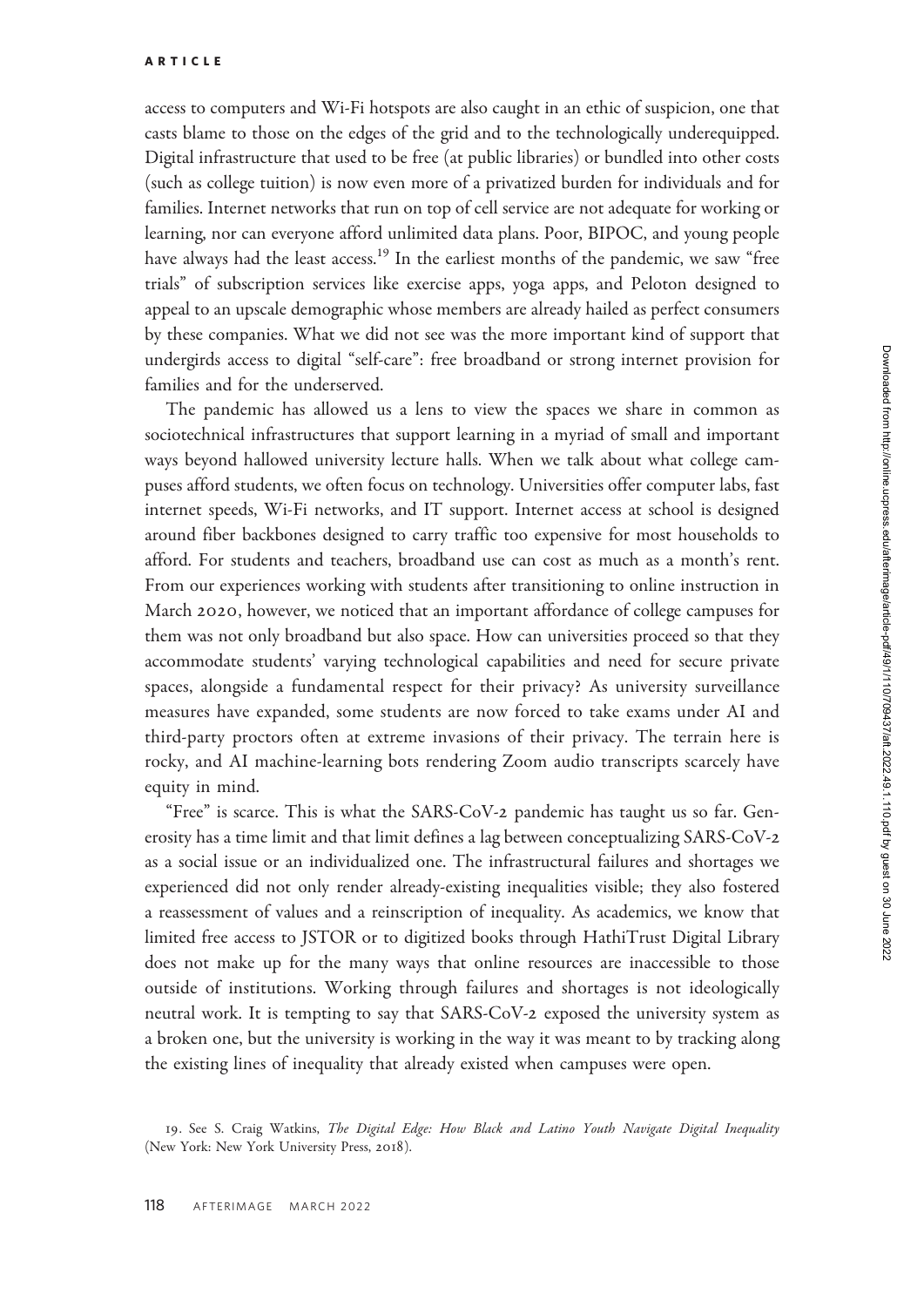access to computers and Wi-Fi hotspots are also caught in an ethic of suspicion, one that casts blame to those on the edges of the grid and to the technologically underequipped. Digital infrastructure that used to be free (at public libraries) or bundled into other costs (such as college tuition) is now even more of a privatized burden for individuals and for families. Internet networks that run on top of cell service are not adequate for working or learning, nor can everyone afford unlimited data plans. Poor, BIPOC, and young people have always had the least access.[19] In the earliest months of the pandemic, we saw "free trials" of subscription services like exercise apps, yoga apps, and Peloton designed to appeal to an upscale demographic whose members are already hailed as perfect consumers by these companies. What we did not see was the more important kind of support that undergirds access to digital "self-care": free broadband or strong internet provision for families and for the underserved.

The pandemic has allowed us a lens to view the spaces we share in common as sociotechnical infrastructures that support learning in a myriad of small and important ways beyond hallowed university lecture halls. When we talk about what college campuses afford students, we often focus on technology. Universities offer computer labs, fast internet speeds, Wi-Fi networks, and IT support. Internet access at school is designed around fiber backbones designed to carry traffic too expensive for most households to afford. For students and teachers, broadband use can cost as much as a month's rent. From our experiences working with students after transitioning to online instruction in March 2020, however, we noticed that an important affordance of college campuses for them was not only broadband but also space. How can universities proceed so that they accommodate students' varying technological capabilities and need for secure private spaces, alongside a fundamental respect for their privacy? As university surveillance measures have expanded, some students are now forced to take exams under AI and third-party proctors often at extreme invasions of their privacy. The terrain here is rocky, and AI machine-learning bots rendering Zoom audio transcripts scarcely have equity in mind.

"Free" is scarce. This is what the SARS-CoV-2 pandemic has taught us so far. Generosity has a time limit and that limit defines a lag between conceptualizing SARS-CoV-2 as a social issue or an individualized one. The infrastructural failures and shortages we experienced did not only render already-existing inequalities visible; they also fostered a reassessment of values and a reinscription of inequality. As academics, we know that limited free access to JSTOR or to digitized books through HathiTrust Digital Library does not make up for the many ways that online resources are inaccessible to those outside of institutions. Working through failures and shortages is not ideologically neutral work. It is tempting to say that SARS-CoV-2 exposed the university system as a broken one, but the university is working in the way it was meant to by tracking along the existing lines of inequality that already existed when campuses were open.

19. See S. Craig Watkins, *The Digital Edge: How Black and Latino Youth Navigate Digital Inequality* (New York: New York University Press, 2018).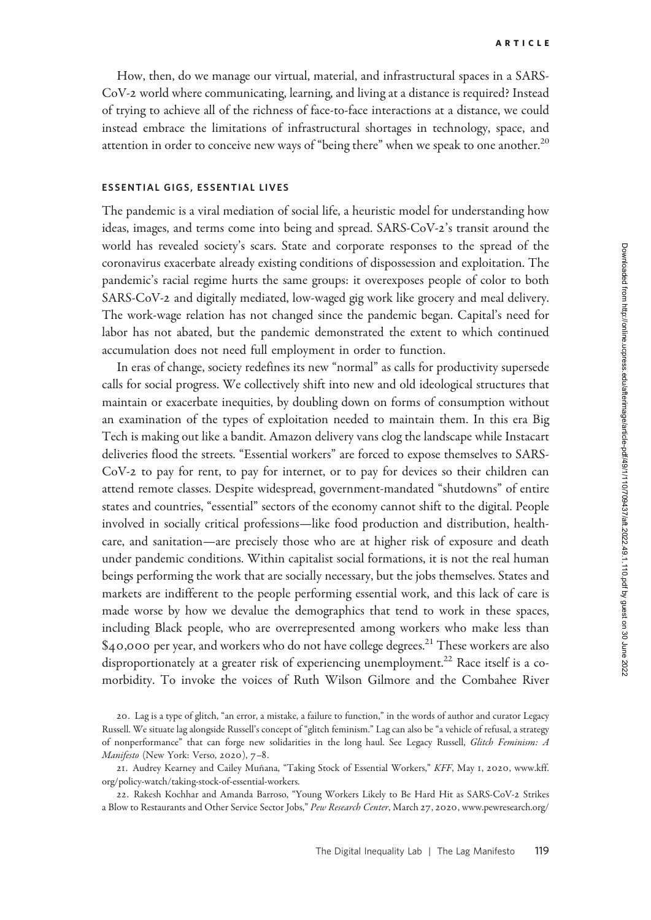How, then, do we manage our virtual, material, and infrastructural spaces in a SARS-CoV-2 world where communicating, learning, and living at a distance is required? Instead of trying to achieve all of the richness of face-to-face interactions at a distance, we could instead embrace the limitations of infrastructural shortages in technology, space, and attention in order to conceive new ways of "being there" when we speak to one another.[20]

### ESSENTIAL GIGS, ESSENTIAL LIVES

The pandemic is a viral mediation of social life, a heuristic model for understanding how ideas, images, and terms come into being and spread. SARS-CoV-2's transit around the world has revealed society's scars. State and corporate responses to the spread of the coronavirus exacerbate already existing conditions of dispossession and exploitation. The pandemic's racial regime hurts the same groups: it overexposes people of color to both SARS-CoV-2 and digitally mediated, low-waged gig work like grocery and meal delivery. The work-wage relation has not changed since the pandemic began. Capital's need for labor has not abated, but the pandemic demonstrated the extent to which continued accumulation does not need full employment in order to function.

In eras of change, society redefines its new "normal" as calls for productivity supersede calls for social progress. We collectively shift into new and old ideological structures that maintain or exacerbate inequities, by doubling down on forms of consumption without an examination of the types of exploitation needed to maintain them. In this era Big Tech is making out like a bandit. Amazon delivery vans clog the landscape while Instacart deliveries flood the streets. "Essential workers" are forced to expose themselves to SARS-CoV-2 to pay for rent, to pay for internet, or to pay for devices so their children can attend remote classes. Despite widespread, government-mandated "shutdowns" of entire states and countries, "essential" sectors of the economy cannot shift to the digital. People involved in socially critical professions—like food production and distribution, healthcare, and sanitation—are precisely those who are at higher risk of exposure and death under pandemic conditions. Within capitalist social formations, it is not the real human beings performing the work that are socially necessary, but the jobs themselves. States and markets are indifferent to the people performing essential work, and this lack of care is made worse by how we devalue the demographics that tend to work in these spaces, including Black people, who are overrepresented among workers who make less than $40,000 per year, and workers who do not have college degrees.[21] These workers are also disproportionately at a greater risk of experiencing unemployment.[22] Race itself is a co-morbidity. To invoke the voices of Ruth Wilson Gilmore and the Combahee River

20. Lag is a type of glitch, "an error, a mistake, a failure to function," in the words of author and curator Legacy Russell. We situate lag alongside Russell's concept of "glitch feminism." Lag can also be "a vehicle of refusal, a strategy of nonperformance" that can forge new solidarities in the long haul. See Legacy Russell, *Glitch Feminism: A Manifesto* (New York: Verso, 2020), 7–8.

21. Audrey Kearney and Cailey Muñana, "Taking Stock of Essential Workers," *KFF*, May 1, 2020, www.kff.org/policy-watch/taking-stock-of-essential-workers.

22. Rakesh Kochhar and Amanda Barroso, "Young Workers Likely to Be Hard Hit as SARS-CoV-2 Strikes a Blow to Restaurants and Other Service Sector Jobs," *Pew Research Center*, March 27, 2020, www.pewresearch.org/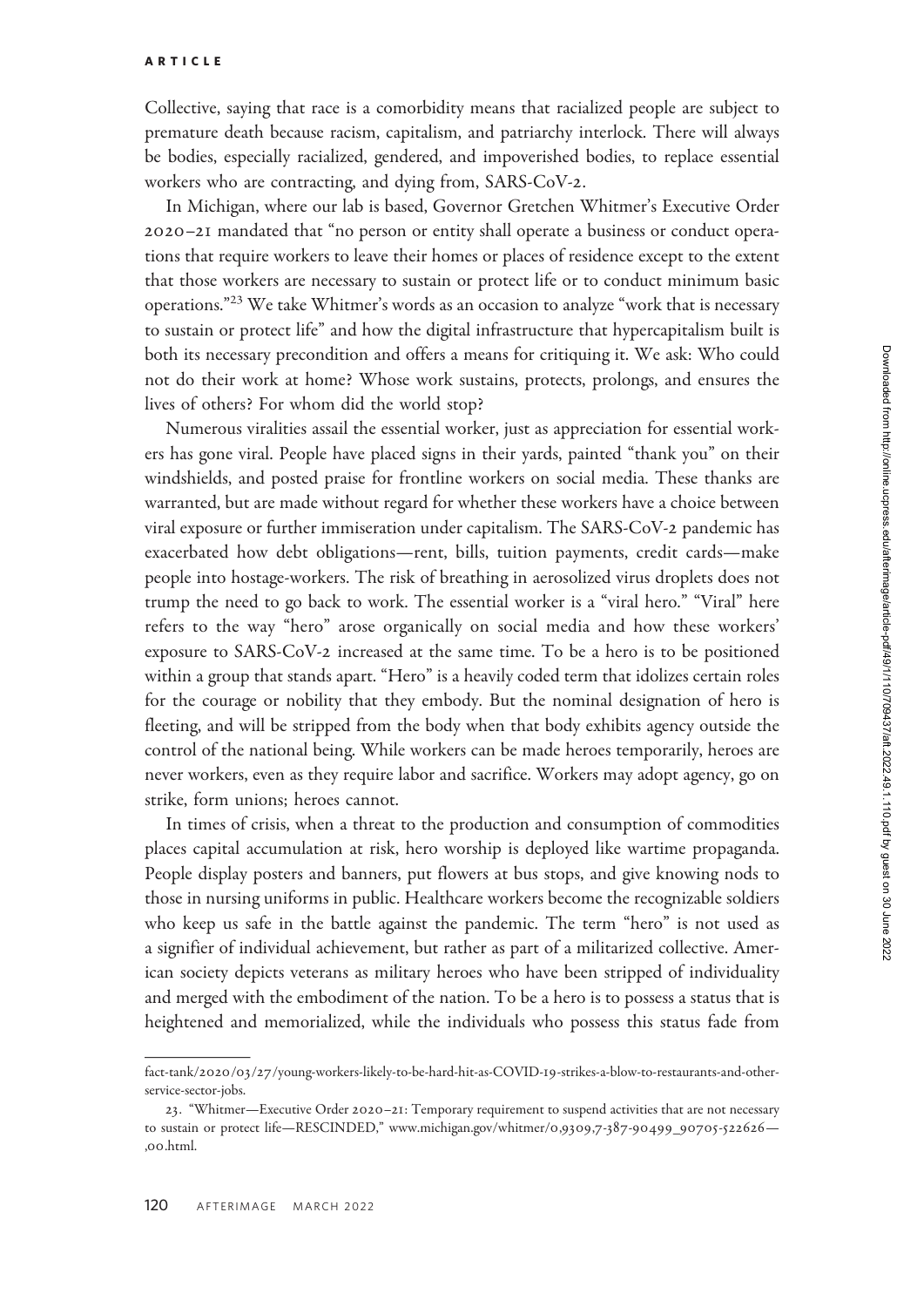Collective, saying that race is a comorbidity means that racialized people are subject to premature death because racism, capitalism, and patriarchy interlock. There will always be bodies, especially racialized, gendered, and impoverished bodies, to replace essential workers who are contracting, and dying from, SARS-CoV-2.

In Michigan, where our lab is based, Governor Gretchen Whitmer's Executive Order 2020–21 mandated that "no person or entity shall operate a business or conduct operations that require workers to leave their homes or places of residence except to the extent that those workers are necessary to sustain or protect life or to conduct minimum basic operations."[23] We take Whitmer's words as an occasion to analyze "work that is necessary to sustain or protect life" and how the digital infrastructure that hypercapitalism built is both its necessary precondition and offers a means for critiquing it. We ask: Who could not do their work at home? Whose work sustains, protects, prolongs, and ensures the lives of others? For whom did the world stop?

Numerous viralities assail the essential worker, just as appreciation for essential workers has gone viral. People have placed signs in their yards, painted "thank you" on their windshields, and posted praise for frontline workers on social media. These thanks are warranted, but are made without regard for whether these workers have a choice between viral exposure or further immiseration under capitalism. The SARS-CoV-2 pandemic has exacerbated how debt obligations—rent, bills, tuition payments, credit cards—make people into hostage-workers. The risk of breathing in aerosolized virus droplets does not trump the need to go back to work. The essential worker is a "viral hero." "Viral" here refers to the way "hero" arose organically on social media and how these workers' exposure to SARS-CoV-2 increased at the same time. To be a hero is to be positioned within a group that stands apart. "Hero" is a heavily coded term that idolizes certain roles for the courage or nobility that they embody. But the nominal designation of hero is fleeting, and will be stripped from the body when that body exhibits agency outside the control of the national being. While workers can be made heroes temporarily, heroes are never workers, even as they require labor and sacrifice. Workers may adopt agency, go on strike, form unions; heroes cannot.

In times of crisis, when a threat to the production and consumption of commodities places capital accumulation at risk, hero worship is deployed like wartime propaganda. People display posters and banners, put flowers at bus stops, and give knowing nods to those in nursing uniforms in public. Healthcare workers become the recognizable soldiers who keep us safe in the battle against the pandemic. The term "hero" is not used as a signifier of individual achievement, but rather as part of a militarized collective. American society depicts veterans as military heroes who have been stripped of individuality and merged with the embodiment of the nation. To be a hero is to possess a status that is heightened and memorialized, while the individuals who possess this status fade from

---

fact-tank/2020/03/27/young-workers-likely-to-be-hard-hit-as-COVID-19-strikes-a-blow-to-restaurants-and-other-service-sector-jobs.

23. "Whitmer—Executive Order 2020–21: Temporary requirement to suspend activities that are not necessary to sustain or protect life—RESCINDED," www.michigan.gov/whitmer/0,9309,7-387-90499_90705-522626—,00.html.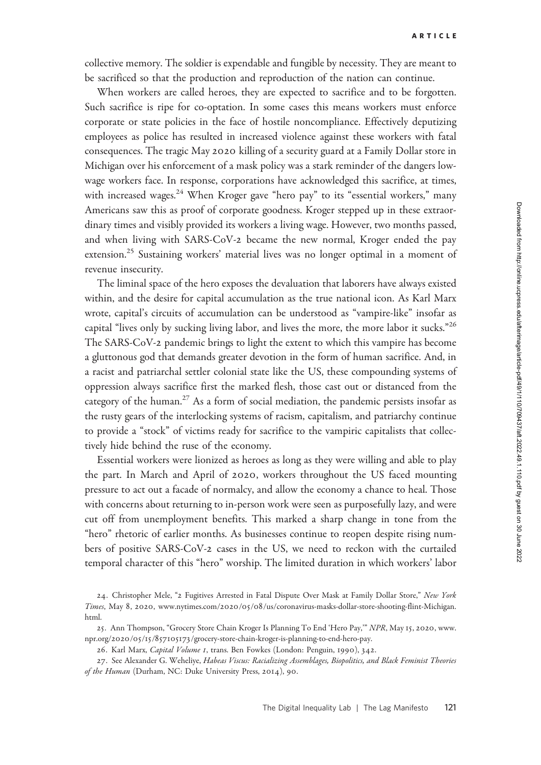collective memory. The soldier is expendable and fungible by necessity. They are meant to be sacrificed so that the production and reproduction of the nation can continue.

When workers are called heroes, they are expected to sacrifice and to be forgotten. Such sacrifice is ripe for co-optation. In some cases this means workers must enforce corporate or state policies in the face of hostile noncompliance. Effectively deputizing employees as police has resulted in increased violence against these workers with fatal consequences. The tragic May 2020 killing of a security guard at a Family Dollar store in Michigan over his enforcement of a mask policy was a stark reminder of the dangers low-wage workers face. In response, corporations have acknowledged this sacrifice, at times, with increased wages.[24] When Kroger gave "hero pay" to its "essential workers," many Americans saw this as proof of corporate goodness. Kroger stepped up in these extraordinary times and visibly provided its workers a living wage. However, two months passed, and when living with SARS-CoV-2 became the new normal, Kroger ended the pay extension.[25] Sustaining workers' material lives was no longer optimal in a moment of revenue insecurity.

The liminal space of the hero exposes the devaluation that laborers have always existed within, and the desire for capital accumulation as the true national icon. As Karl Marx wrote, capital's circuits of accumulation can be understood as "vampire-like" insofar as capital "lives only by sucking living labor, and lives the more, the more labor it sucks."[26] The SARS-CoV-2 pandemic brings to light the extent to which this vampire has become a gluttonous god that demands greater devotion in the form of human sacrifice. And, in a racist and patriarchal settler colonial state like the US, these compounding systems of oppression always sacrifice first the marked flesh, those cast out or distanced from the category of the human.[27] As a form of social mediation, the pandemic persists insofar as the rusty gears of the interlocking systems of racism, capitalism, and patriarchy continue to provide a "stock" of victims ready for sacrifice to the vampiric capitalists that collectively hide behind the ruse of the economy.

Essential workers were lionized as heroes as long as they were willing and able to play the part. In March and April of 2020, workers throughout the US faced mounting pressure to act out a facade of normalcy, and allow the economy a chance to heal. Those with concerns about returning to in-person work were seen as purposefully lazy, and were cut off from unemployment benefits. This marked a sharp change in tone from the "hero" rhetoric of earlier months. As businesses continue to reopen despite rising numbers of positive SARS-CoV-2 cases in the US, we need to reckon with the curtailed temporal character of this "hero" worship. The limited duration in which workers' labor

24. Christopher Mele, "2 Fugitives Arrested in Fatal Dispute Over Mask at Family Dollar Store," *New York Times*, May 8, 2020, www.nytimes.com/2020/05/08/us/coronavirus-masks-dollar-store-shooting-flint-Michigan.html.

25. Ann Thompson, "Grocery Store Chain Kroger Is Planning To End 'Hero Pay,'" *NPR*, May 15, 2020, www.npr.org/2020/05/15/857105173/grocery-store-chain-kroger-is-planning-to-end-hero-pay.

26. Karl Marx, *Capital Volume 1*, trans. Ben Fowkes (London: Penguin, 1990), 342.

27. See Alexander G. Weheliye, *Habeas Viscus: Racializing Assemblages, Biopolitics, and Black Feminist Theories of the Human* (Durham, NC: Duke University Press, 2014), 90.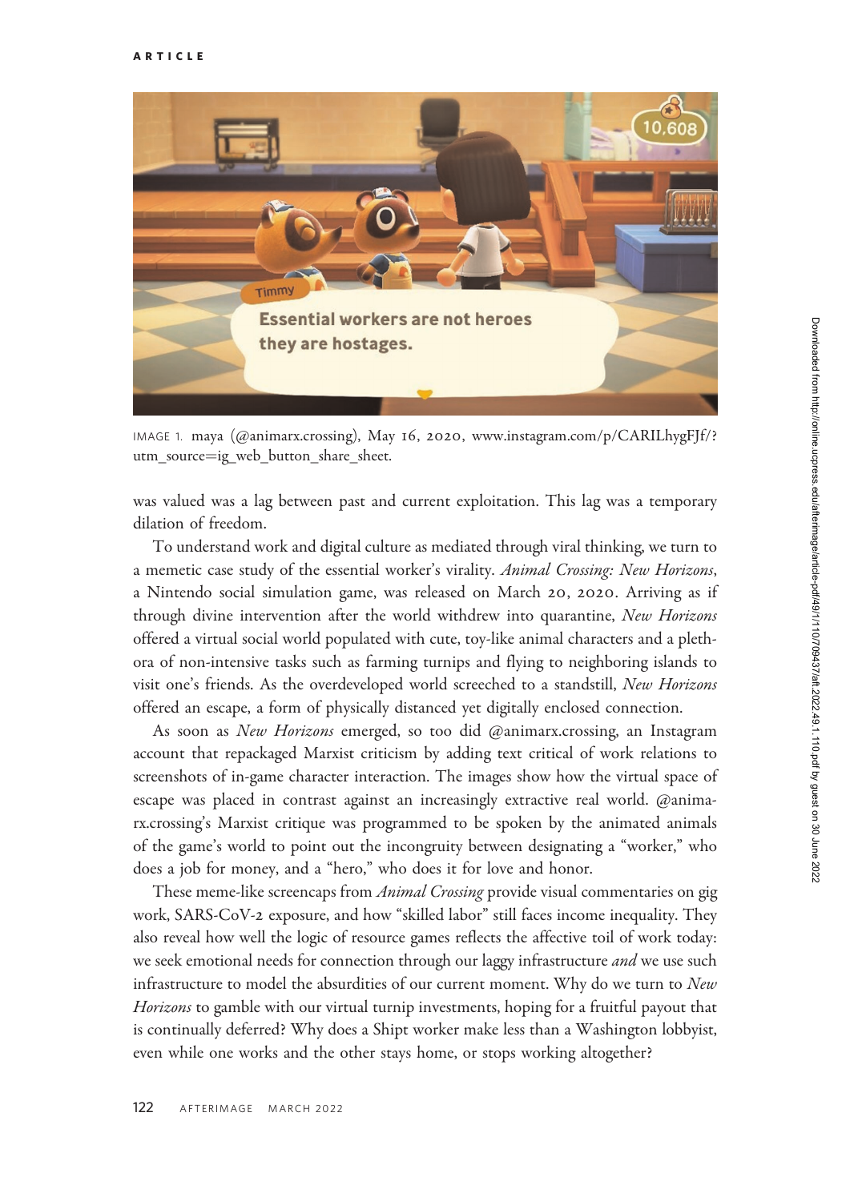IMAGE 1. maya (@animarx.crossing), May 16, 2020, www.instagram.com/p/CARILhygFJf/?utm_source=ig_web_button_share_sheet.

was valued was a lag between past and current exploitation. This lag was a temporary dilation of freedom.

To understand work and digital culture as mediated through viral thinking, we turn to a memetic case study of the essential worker's virality. *Animal Crossing: New Horizons*, a Nintendo social simulation game, was released on March 20, 2020. Arriving as if through divine intervention after the world withdrew into quarantine, *New Horizons* offered a virtual social world populated with cute, toy-like animal characters and a plethora of non-intensive tasks such as farming turnips and flying to neighboring islands to visit one's friends. As the overdeveloped world screeched to a standstill, *New Horizons* offered an escape, a form of physically distanced yet digitally enclosed connection.

As soon as *New Horizons* emerged, so too did @animarx.crossing, an Instagram account that repackaged Marxist criticism by adding text critical of work relations to screenshots of in-game character interaction. The images show how the virtual space of escape was placed in contrast against an increasingly extractive real world. @animarx.crossing's Marxist critique was programmed to be spoken by the animated animals of the game's world to point out the incongruity between designating a "worker," who does a job for money, and a "hero," who does it for love and honor.

These meme-like screencaps from *Animal Crossing* provide visual commentaries on gig work, SARS-CoV-2 exposure, and how "skilled labor" still faces income inequality. They also reveal how well the logic of resource games reflects the affective toil of work today: we seek emotional needs for connection through our laggy infrastructure *and* we use such infrastructure to model the absurdities of our current moment. Why do we turn to *New Horizons* to gamble with our virtual turnip investments, hoping for a fruitful payout that is continually deferred? Why does a Shipt worker make less than a Washington lobbyist, even while one works and the other stays home, or stops working altogether?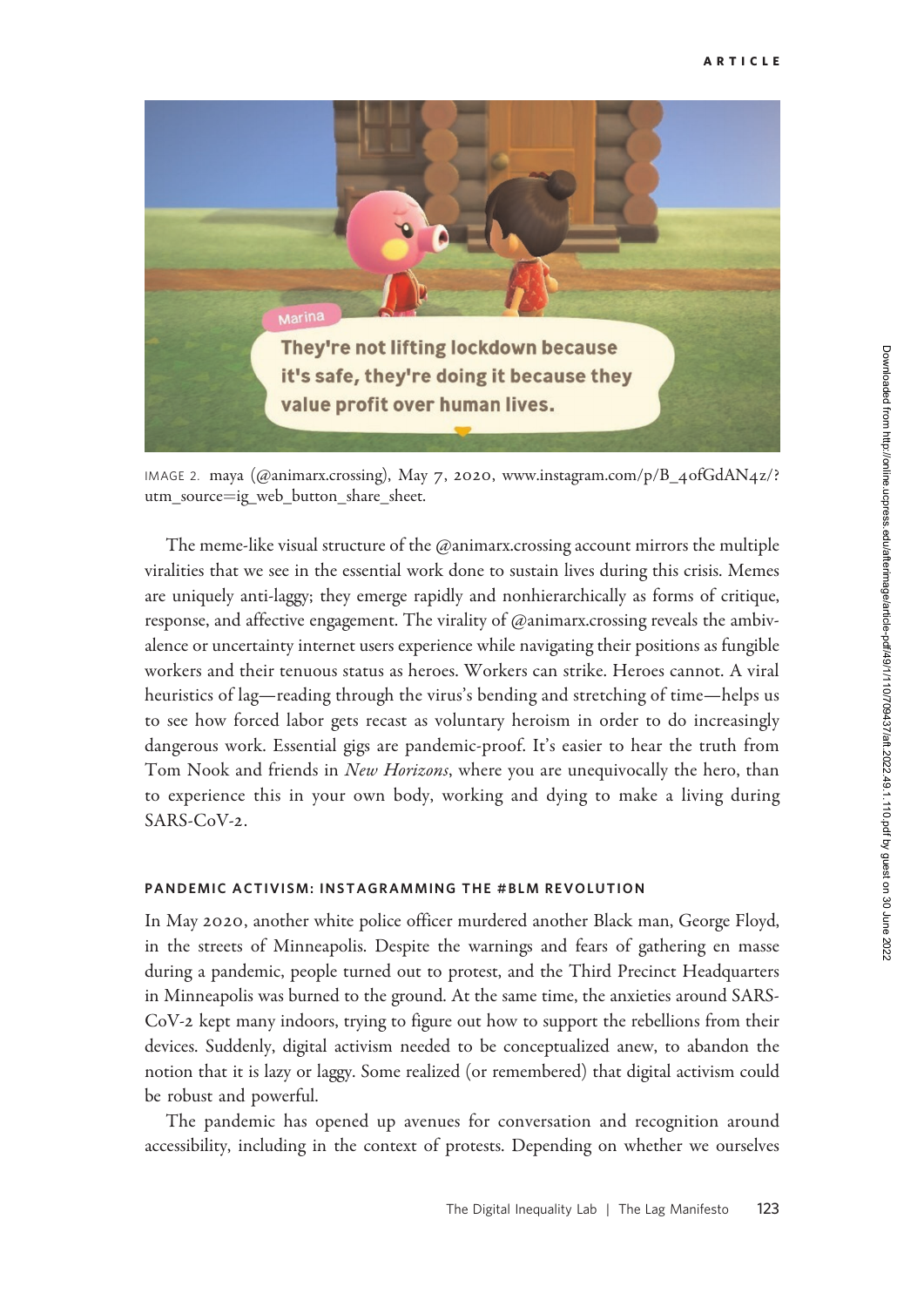IMAGE 2. maya (@animarx.crossing), May 7, 2020, www.instagram.com/p/B_4ofGdAN4z/?utm_source=ig_web_button_share_sheet.

The meme-like visual structure of the @animarx.crossing account mirrors the multiple viralities that we see in the essential work done to sustain lives during this crisis. Memes are uniquely anti-laggy; they emerge rapidly and nonhierarchically as forms of critique, response, and affective engagement. The virality of @animarx.crossing reveals the ambivalence or uncertainty internet users experience while navigating their positions as fungible workers and their tenuous status as heroes. Workers can strike. Heroes cannot. A viral heuristics of lag—reading through the virus's bending and stretching of time—helps us to see how forced labor gets recast as voluntary heroism in order to do increasingly dangerous work. Essential gigs are pandemic-proof. It's easier to hear the truth from Tom Nook and friends in *New Horizons*, where you are unequivocally the hero, than to experience this in your own body, working and dying to make a living during SARS-CoV-2.

#### PANDEMIC ACTIVISM: INSTAGRAMMING THE #BLM REVOLUTION

In May 2020, another white police officer murdered another Black man, George Floyd, in the streets of Minneapolis. Despite the warnings and fears of gathering en masse during a pandemic, people turned out to protest, and the Third Precinct Headquarters in Minneapolis was burned to the ground. At the same time, the anxieties around SARS-CoV-2 kept many indoors, trying to figure out how to support the rebellions from their devices. Suddenly, digital activism needed to be conceptualized anew, to abandon the notion that it is lazy or laggy. Some realized (or remembered) that digital activism could be robust and powerful.

The pandemic has opened up avenues for conversation and recognition around accessibility, including in the context of protests. Depending on whether we ourselves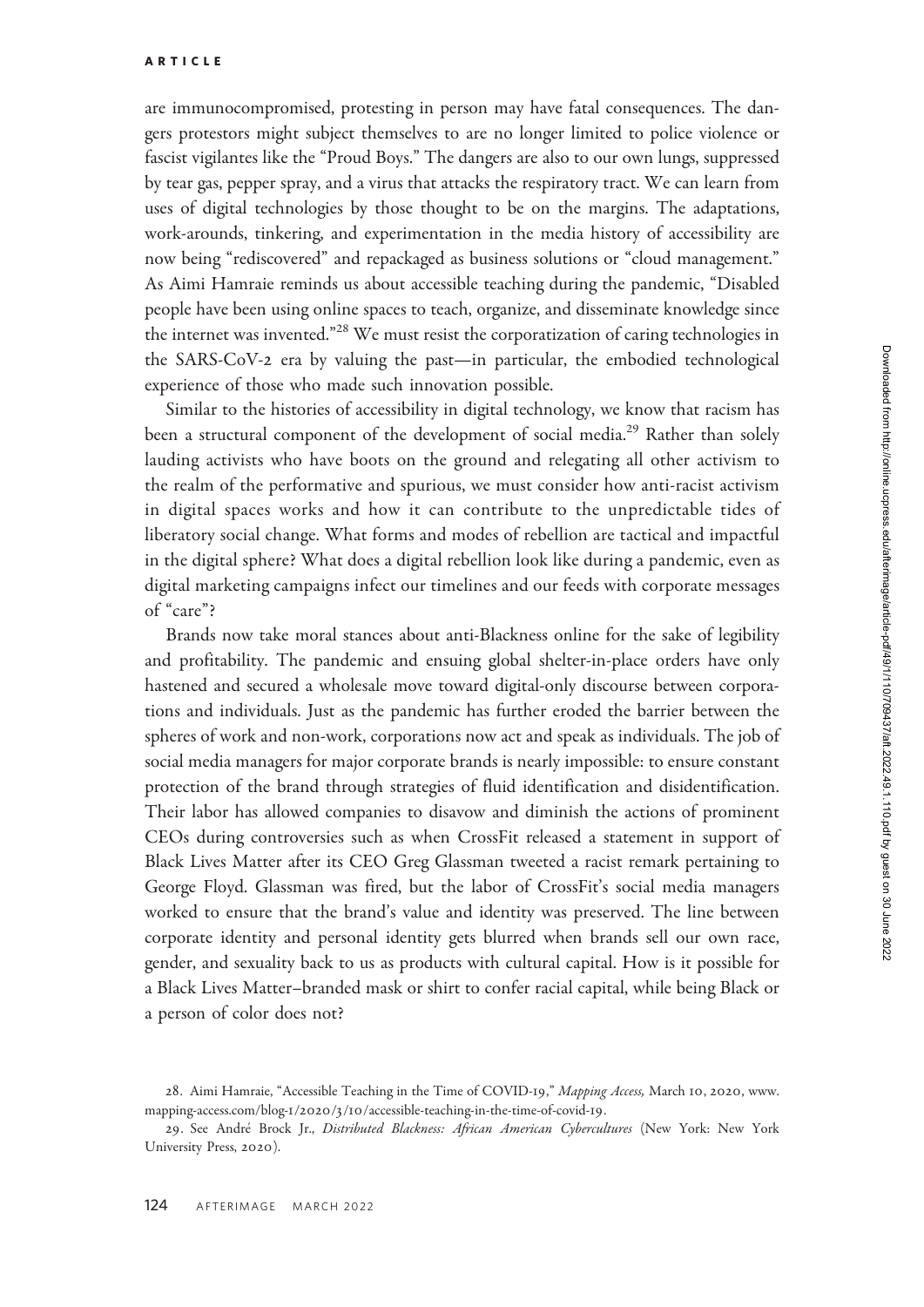are immunocompromised, protesting in person may have fatal consequences. The dangers protestors might subject themselves to are no longer limited to police violence or fascist vigilantes like the "Proud Boys." The dangers are also to our own lungs, suppressed by tear gas, pepper spray, and a virus that attacks the respiratory tract. We can learn from uses of digital technologies by those thought to be on the margins. The adaptations, work-arounds, tinkering, and experimentation in the media history of accessibility are now being "rediscovered" and repackaged as business solutions or "cloud management." As Aimi Hamraie reminds us about accessible teaching during the pandemic, "Disabled people have been using online spaces to teach, organize, and disseminate knowledge since the internet was invented."[28] We must resist the corporatization of caring technologies in the SARS-CoV-2 era by valuing the past—in particular, the embodied technological experience of those who made such innovation possible.

Similar to the histories of accessibility in digital technology, we know that racism has been a structural component of the development of social media.[29] Rather than solely lauding activists who have boots on the ground and relegating all other activism to the realm of the performative and spurious, we must consider how anti-racist activism in digital spaces works and how it can contribute to the unpredictable tides of liberatory social change. What forms and modes of rebellion are tactical and impactful in the digital sphere? What does a digital rebellion look like during a pandemic, even as digital marketing campaigns infect our timelines and our feeds with corporate messages of "care"?

Brands now take moral stances about anti-Blackness online for the sake of legibility and profitability. The pandemic and ensuing global shelter-in-place orders have only hastened and secured a wholesale move toward digital-only discourse between corporations and individuals. Just as the pandemic has further eroded the barrier between the spheres of work and non-work, corporations now act and speak as individuals. The job of social media managers for major corporate brands is nearly impossible: to ensure constant protection of the brand through strategies of fluid identification and disidentification. Their labor has allowed companies to disavow and diminish the actions of prominent CEOs during controversies such as when CrossFit released a statement in support of Black Lives Matter after its CEO Greg Glassman tweeted a racist remark pertaining to George Floyd. Glassman was fired, but the labor of CrossFit's social media managers worked to ensure that the brand's value and identity was preserved. The line between corporate identity and personal identity gets blurred when brands sell our own race, gender, and sexuality back to us as products with cultural capital. How is it possible for a Black Lives Matter–branded mask or shirt to confer racial capital, while being Black or a person of color does not?

28. Aimi Hamraie, "Accessible Teaching in the Time of COVID-19," *Mapping Access,* March 10, 2020, www.mapping-access.com/blog-1/2020/3/10/accessible-teaching-in-the-time-of-covid-19.

29. See André Brock Jr., *Distributed Blackness: African American Cybercultures* (New York: New York University Press, 2020).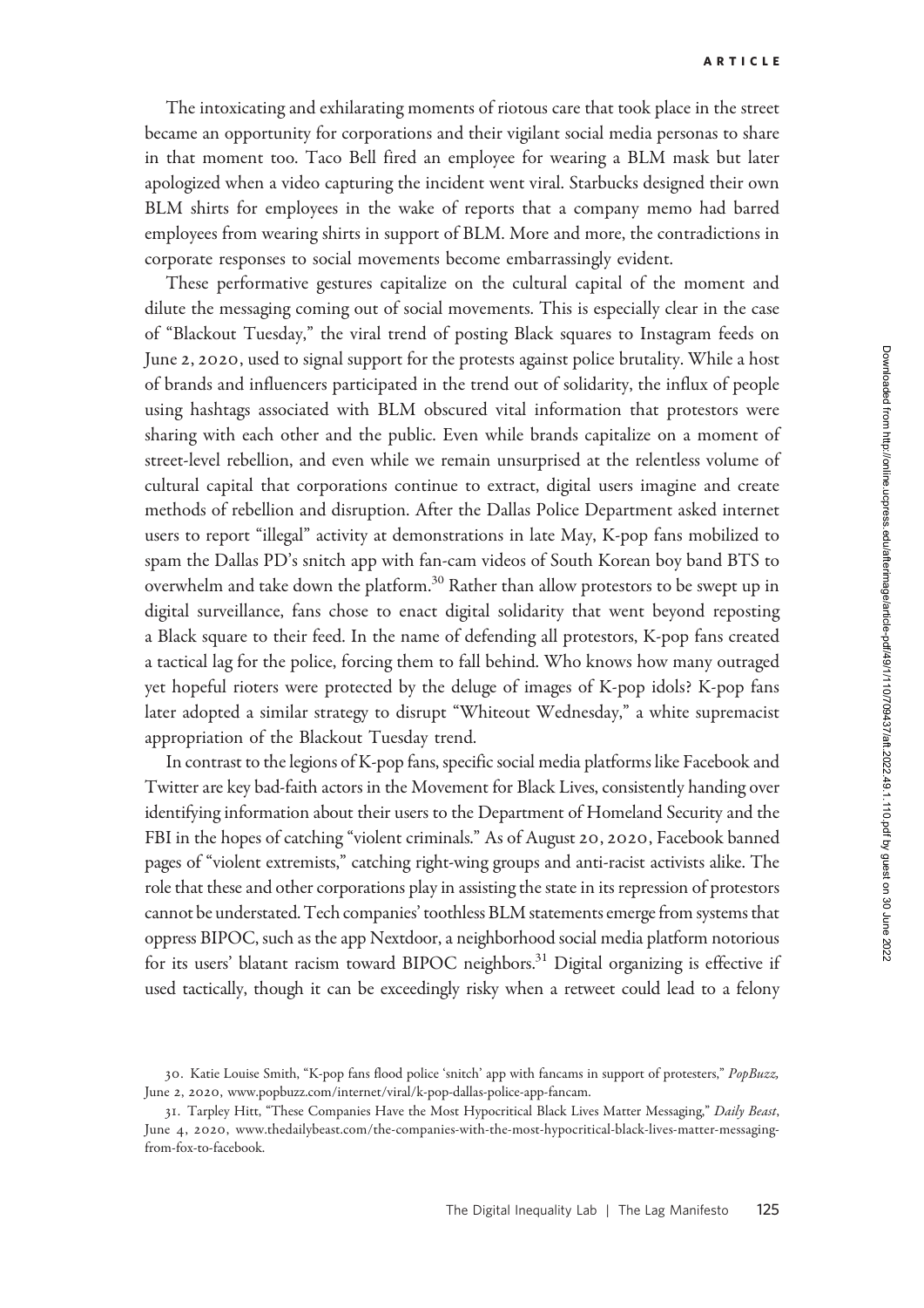The intoxicating and exhilarating moments of riotous care that took place in the street became an opportunity for corporations and their vigilant social media personas to share in that moment too. Taco Bell fired an employee for wearing a BLM mask but later apologized when a video capturing the incident went viral. Starbucks designed their own BLM shirts for employees in the wake of reports that a company memo had barred employees from wearing shirts in support of BLM. More and more, the contradictions in corporate responses to social movements become embarrassingly evident.

These performative gestures capitalize on the cultural capital of the moment and dilute the messaging coming out of social movements. This is especially clear in the case of "Blackout Tuesday," the viral trend of posting Black squares to Instagram feeds on June 2, 2020, used to signal support for the protests against police brutality. While a host of brands and influencers participated in the trend out of solidarity, the influx of people using hashtags associated with BLM obscured vital information that protestors were sharing with each other and the public. Even while brands capitalize on a moment of street-level rebellion, and even while we remain unsurprised at the relentless volume of cultural capital that corporations continue to extract, digital users imagine and create methods of rebellion and disruption. After the Dallas Police Department asked internet users to report "illegal" activity at demonstrations in late May, K-pop fans mobilized to spam the Dallas PD's snitch app with fan-cam videos of South Korean boy band BTS to overwhelm and take down the platform.[30] Rather than allow protestors to be swept up in digital surveillance, fans chose to enact digital solidarity that went beyond reposting a Black square to their feed. In the name of defending all protestors, K-pop fans created a tactical lag for the police, forcing them to fall behind. Who knows how many outraged yet hopeful rioters were protected by the deluge of images of K-pop idols? K-pop fans later adopted a similar strategy to disrupt "Whiteout Wednesday," a white supremacist appropriation of the Blackout Tuesday trend.

In contrast to the legions of K-pop fans, specific social media platforms like Facebook and Twitter are key bad-faith actors in the Movement for Black Lives, consistently handing over identifying information about their users to the Department of Homeland Security and the FBI in the hopes of catching "violent criminals." As of August 20, 2020, Facebook banned pages of "violent extremists," catching right-wing groups and anti-racist activists alike. The role that these and other corporations play in assisting the state in its repression of protestors cannot be understated. Tech companies' toothless BLM statements emerge from systems that oppress BIPOC, such as the app Nextdoor, a neighborhood social media platform notorious for its users' blatant racism toward BIPOC neighbors.[31] Digital organizing is effective if used tactically, though it can be exceedingly risky when a retweet could lead to a felony

30. Katie Louise Smith, "K-pop fans flood police 'snitch' app with fancams in support of protesters," *PopBuzz*, June 2, 2020, www.popbuzz.com/internet/viral/k-pop-dallas-police-app-fancam.

31. Tarpley Hitt, "These Companies Have the Most Hypocritical Black Lives Matter Messaging," *Daily Beast*, June 4, 2020, www.thedailybeast.com/the-companies-with-the-most-hypocritical-black-lives-matter-messaging-from-fox-to-facebook.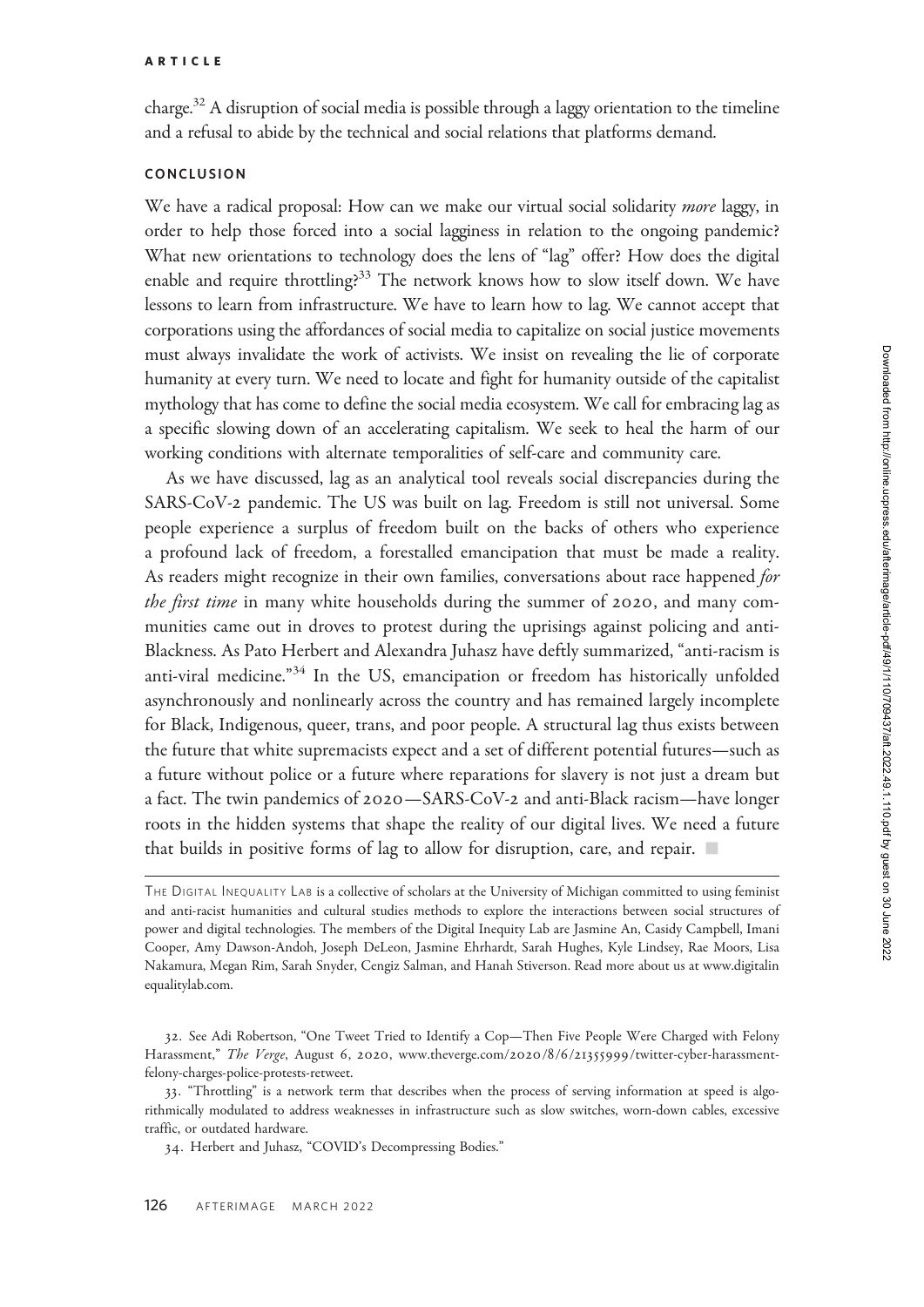charge.[32] A disruption of social media is possible through a laggy orientation to the timeline and a refusal to abide by the technical and social relations that platforms demand.

## CONCLUSION

We have a radical proposal: How can we make our virtual social solidarity *more* laggy, in order to help those forced into a social lagginess in relation to the ongoing pandemic? What new orientations to technology does the lens of "lag" offer? How does the digital enable and require throttling?[33] The network knows how to slow itself down. We have lessons to learn from infrastructure. We have to learn how to lag. We cannot accept that corporations using the affordances of social media to capitalize on social justice movements must always invalidate the work of activists. We insist on revealing the lie of corporate humanity at every turn. We need to locate and fight for humanity outside of the capitalist mythology that has come to define the social media ecosystem. We call for embracing lag as a specific slowing down of an accelerating capitalism. We seek to heal the harm of our working conditions with alternate temporalities of self-care and community care.

As we have discussed, lag as an analytical tool reveals social discrepancies during the SARS-CoV-2 pandemic. The US was built on lag. Freedom is still not universal. Some people experience a surplus of freedom built on the backs of others who experience a profound lack of freedom, a forestalled emancipation that must be made a reality. As readers might recognize in their own families, conversations about race happened *for the first time* in many white households during the summer of 2020, and many communities came out in droves to protest during the uprisings against policing and anti-Blackness. As Pato Herbert and Alexandra Juhasz have deftly summarized, "anti-racism is anti-viral medicine."[34] In the US, emancipation or freedom has historically unfolded asynchronously and nonlinearly across the country and has remained largely incomplete for Black, Indigenous, queer, trans, and poor people. A structural lag thus exists between the future that white supremacists expect and a set of different potential futures—such as a future without police or a future where reparations for slavery is not just a dream but a fact. The twin pandemics of 2020—SARS-CoV-2 and anti-Black racism—have longer roots in the hidden systems that shape the reality of our digital lives. We need a future that builds in positive forms of lag to allow for disruption, care, and repair. ■

---

THE DIGITAL INEQUALITY LAB is a collective of scholars at the University of Michigan committed to using feminist and anti-racist humanities and cultural studies methods to explore the interactions between social structures of power and digital technologies. The members of the Digital Inequity Lab are Jasmine An, Casidy Campbell, Imani Cooper, Amy Dawson-Andoh, Joseph DeLeon, Jasmine Ehrhardt, Sarah Hughes, Kyle Lindsey, Rae Moors, Lisa Nakamura, Megan Rim, Sarah Snyder, Cengiz Salman, and Hanah Stiverson. Read more about us at www.digitalinequalitylab.com.

---

32. See Adi Robertson, "One Tweet Tried to Identify a Cop—Then Five People Were Charged with Felony Harassment," *The Verge*, August 6, 2020, www.theverge.com/2020/8/6/21355999/twitter-cyber-harassment-felony-charges-police-protests-retweet.

33. "Throttling" is a network term that describes when the process of serving information at speed is algorithmically modulated to address weaknesses in infrastructure such as slow switches, worn-down cables, excessive traffic, or outdated hardware.

34. Herbert and Juhasz, "COVID's Decompressing Bodies."